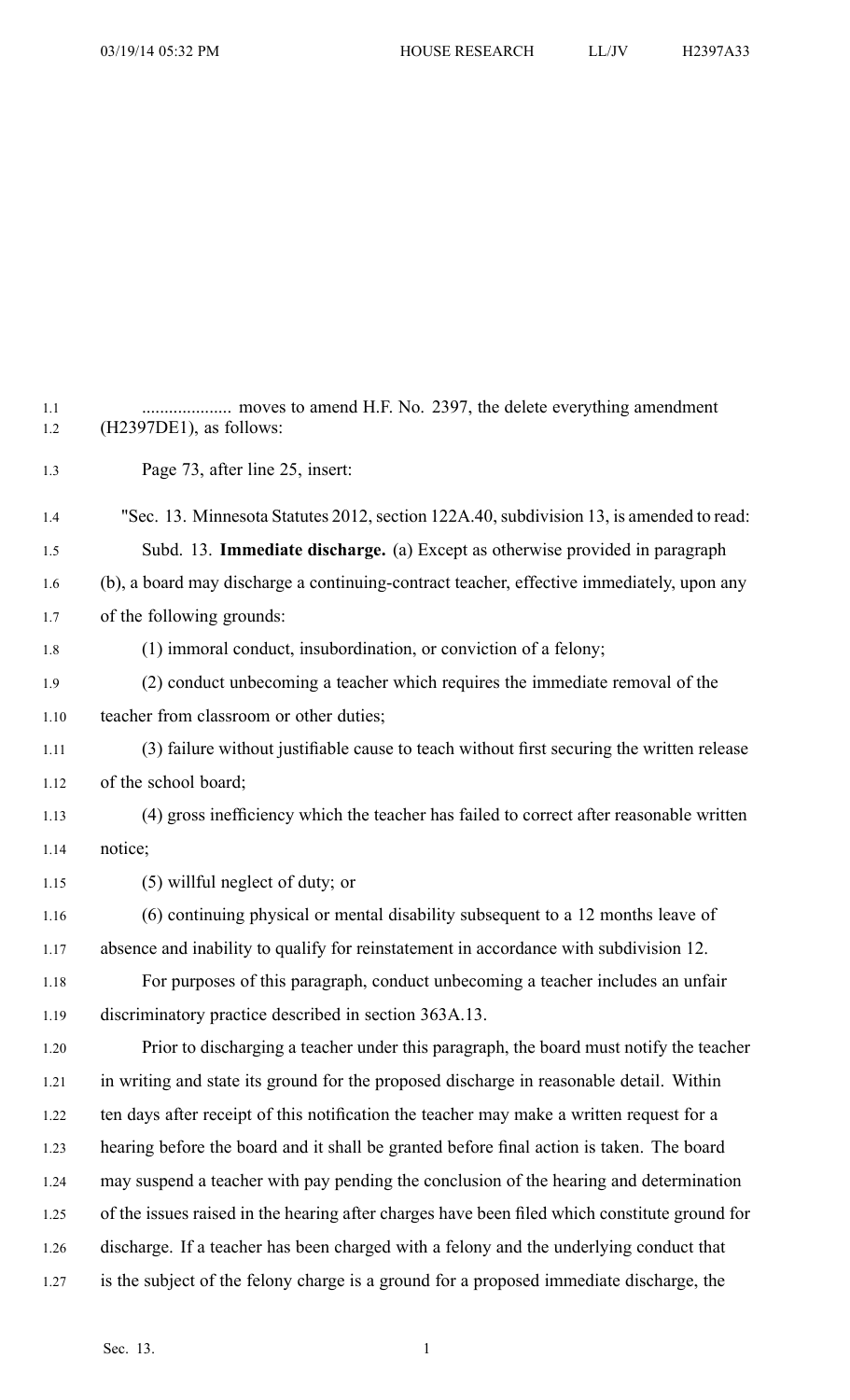.................... moves to amend H.F. No. 2397, the delete everything amendment (H2397DE1), as follows:

Page 73, after line 25, insert:

"Sec. 13. Minnesota Statutes 2012, section 122A.40, subdivision 13, is amended to read:

Subd. 13. **Immediate discharge.** (a) Except as otherwise provided in paragraph (b), a board may discharge a continuing-contract teacher, effective immediately, upon any of the following grounds:

(1) immoral conduct, insubordination, or conviction of a felony;

(2) conduct unbecoming a teacher which requires the immediate removal of the teacher from classroom or other duties;

(3) failure without justifiable cause to teach without first securing the written release of the school board;

(4) gross inefficiency which the teacher has failed to correct after reasonable written notice;

(5) willful neglect of duty; or

(6) continuing physical or mental disability subsequent to a 12 months leave of absence and inability to qualify for reinstatement in accordance with subdivision 12.

For purposes of this paragraph, conduct unbecoming a teacher includes an unfair discriminatory practice described in section 363A.13.

Prior to discharging a teacher under this paragraph, the board must notify the teacher in writing and state its ground for the proposed discharge in reasonable detail. Within ten days after receipt of this notification the teacher may make a written request for a hearing before the board and it shall be granted before final action is taken. The board may suspend a teacher with pay pending the conclusion of the hearing and determination of the issues raised in the hearing after charges have been filed which constitute ground for discharge. If a teacher has been charged with a felony and the underlying conduct that is the subject of the felony charge is a ground for a proposed immediate discharge, the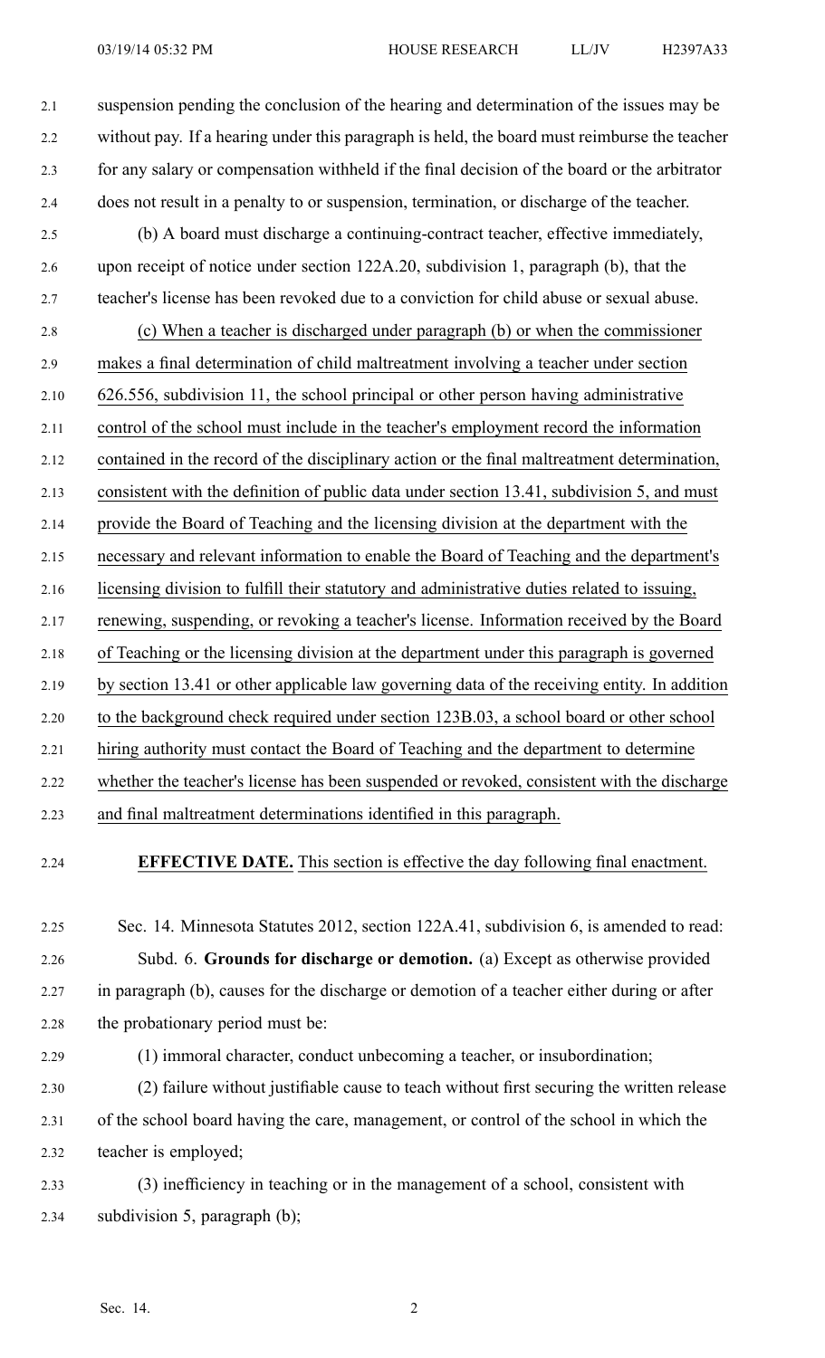suspension pending the conclusion of the hearing and determination of the issues may be without pay. If a hearing under this paragraph is held, the board must reimburse the teacher for any salary or compensation withheld if the final decision of the board or the arbitrator does not result in a penalty to or suspension, termination, or discharge of the teacher.

(b) A board must discharge a continuing-contract teacher, effective immediately, upon receipt of notice under section 122A.20, subdivision 1, paragraph (b), that the teacher's license has been revoked due to a conviction for child abuse or sexual abuse.

(c) When a teacher is discharged under paragraph (b) or when the commissioner makes a final determination of child maltreatment involving a teacher under section 626.556, subdivision 11, the school principal or other person having administrative control of the school must include in the teacher's employment record the information contained in the record of the disciplinary action or the final maltreatment determination, consistent with the definition of public data under section 13.41, subdivision 5, and must provide the Board of Teaching and the licensing division at the department with the necessary and relevant information to enable the Board of Teaching and the department's licensing division to fulfill their statutory and administrative duties related to issuing, renewing, suspending, or revoking a teacher's license. Information received by the Board of Teaching or the licensing division at the department under this paragraph is governed by section 13.41 or other applicable law governing data of the receiving entity. In addition to the background check required under section 123B.03, a school board or other school hiring authority must contact the Board of Teaching and the department to determine whether the teacher's license has been suspended or revoked, consistent with the discharge and final maltreatment determinations identified in this paragraph.

**EFFECTIVE DATE.** This section is effective the day following final enactment.

Sec. 14. Minnesota Statutes 2012, section 122A.41, subdivision 6, is amended to read:

Subd. 6. **Grounds for discharge or demotion.** (a) Except as otherwise provided in paragraph (b), causes for the discharge or demotion of a teacher either during or after the probationary period must be:

(1) immoral character, conduct unbecoming a teacher, or insubordination;

(2) failure without justifiable cause to teach without first securing the written release of the school board having the care, management, or control of the school in which the teacher is employed;

(3) inefficiency in teaching or in the management of a school, consistent with subdivision 5, paragraph (b);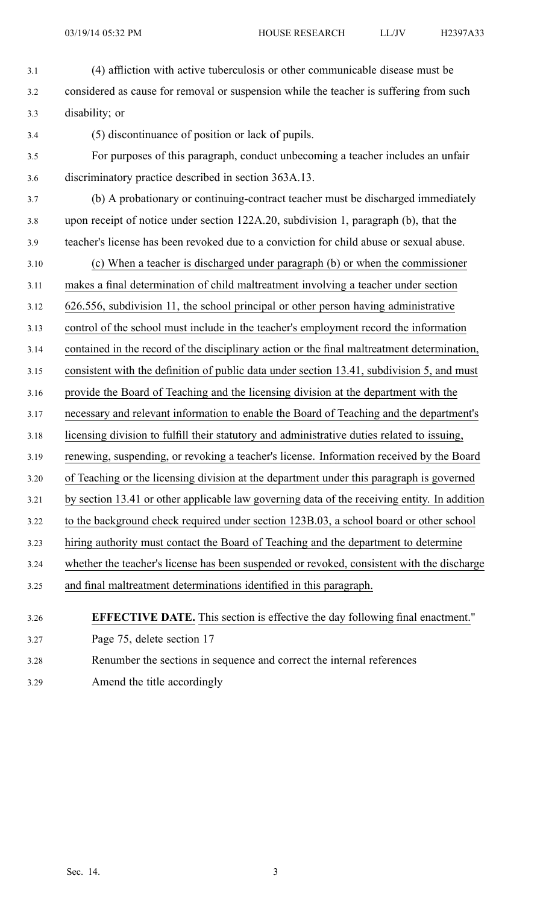(4) affliction with active tuberculosis or other communicable disease must be considered as cause for removal or suspension while the teacher is suffering from such disability; or

(5) discontinuance of position or lack of pupils.

For purposes of this paragraph, conduct unbecoming a teacher includes an unfair discriminatory practice described in section 363A.13.

(b) A probationary or continuing-contract teacher must be discharged immediately upon receipt of notice under section 122A.20, subdivision 1, paragraph (b), that the teacher's license has been revoked due to a conviction for child abuse or sexual abuse.

(c) When a teacher is discharged under paragraph (b) or when the commissioner makes a final determination of child maltreatment involving a teacher under section 626.556, subdivision 11, the school principal or other person having administrative control of the school must include in the teacher's employment record the information contained in the record of the disciplinary action or the final maltreatment determination, consistent with the definition of public data under section 13.41, subdivision 5, and must provide the Board of Teaching and the licensing division at the department with the necessary and relevant information to enable the Board of Teaching and the department's licensing division to fulfill their statutory and administrative duties related to issuing, renewing, suspending, or revoking a teacher's license. Information received by the Board of Teaching or the licensing division at the department under this paragraph is governed by section 13.41 or other applicable law governing data of the receiving entity. In addition to the background check required under section 123B.03, a school board or other school hiring authority must contact the Board of Teaching and the department to determine whether the teacher's license has been suspended or revoked, consistent with the discharge and final maltreatment determinations identified in this paragraph.

**EFFECTIVE DATE.** This section is effective the day following final enactment."

Page 75, delete section 17

Renumber the sections in sequence and correct the internal references

Amend the title accordingly